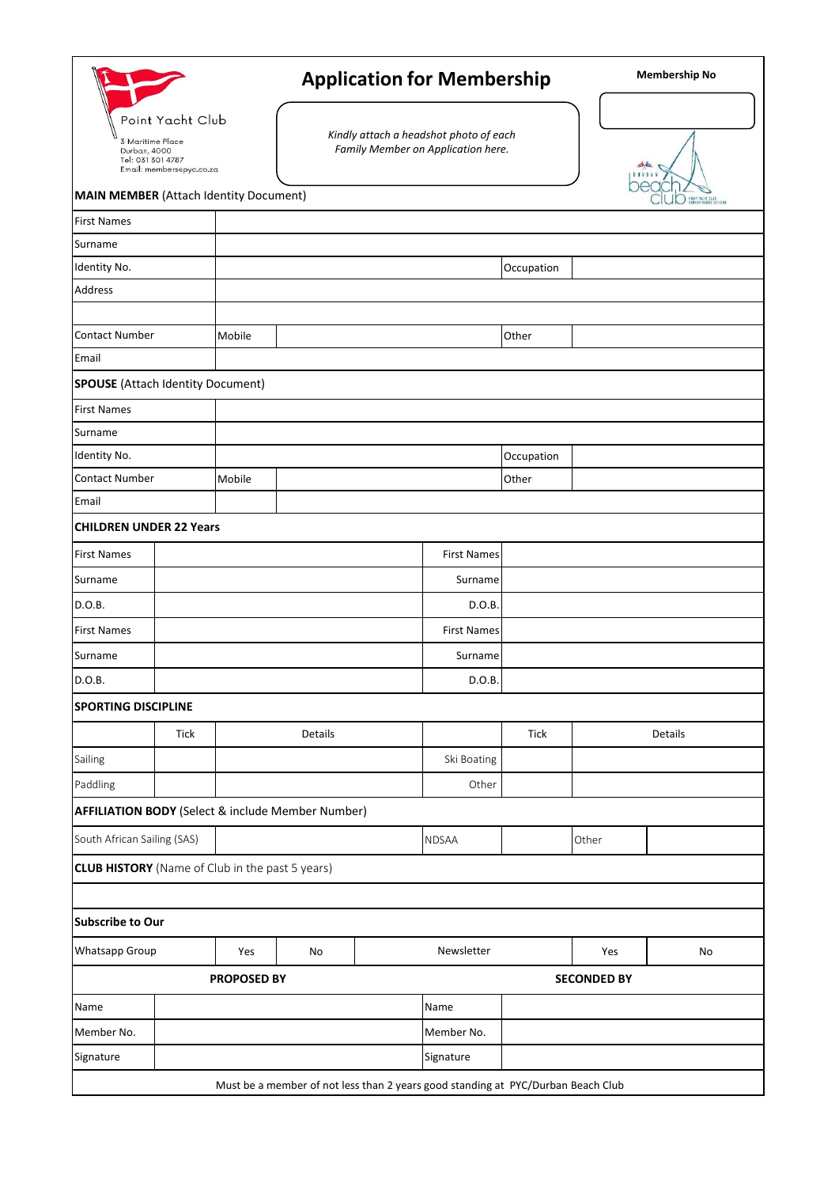Point Yacht Club
3 Maritime Place
Durban, 4000
Tel: 031 301 4787
Email: members@pyc.co.za

# Application for Membership

**Membership No**

*Kindly attach a headshot photo of each Family Member on Application here.*

**MAIN MEMBER** (Attach Identity Document)

| | | | |
|---|---|---|---|
| First Names | | | |
| Surname | | | |
| Identity No. | | Occupation | |
| Address | | | |
| | | | |
| Contact Number | Mobile | Other | |
| Email | | | |

**SPOUSE** (Attach Identity Document)

| | | | |
|---|---|---|---|
| First Names | | | |
| Surname | | | |
| Identity No. | | Occupation | |
| Contact Number | Mobile | Other | |
| Email | | | |

**CHILDREN UNDER 22 Years**

| | | | |
|---|---|---|---|
| First Names | | First Names | |
| Surname | | Surname | |
| D.O.B. | | D.O.B. | |
| First Names | | First Names | |
| Surname | | Surname | |
| D.O.B. | | D.O.B. | |

**SPORTING DISCIPLINE**

| | Tick | Details | | Tick | Details |
|---|---|---|---|---|---|
| Sailing | | | Ski Boating | | |
| Paddling | | | Other | | |

**AFFILIATION BODY** (Select & include Member Number)

| | | | | | |
|---|---|---|---|---|---|
| South African Sailing (SAS) | | NDSAA | | Other | |

**CLUB HISTORY** (Name of Club in the past 5 years)

**Subscribe to Our**

| | | | | | |
|---|---|---|---|---|---|
| Whatsapp Group | Yes | No | Newsletter | Yes | No |

| **PROPOSED BY** | | **SECONDED BY** | |
|---|---|---|---|
| Name | | Name | |
| Member No. | | Member No. | |
| Signature | | Signature | |

Must be a member of not less than 2 years good standing at PYC/Durban Beach Club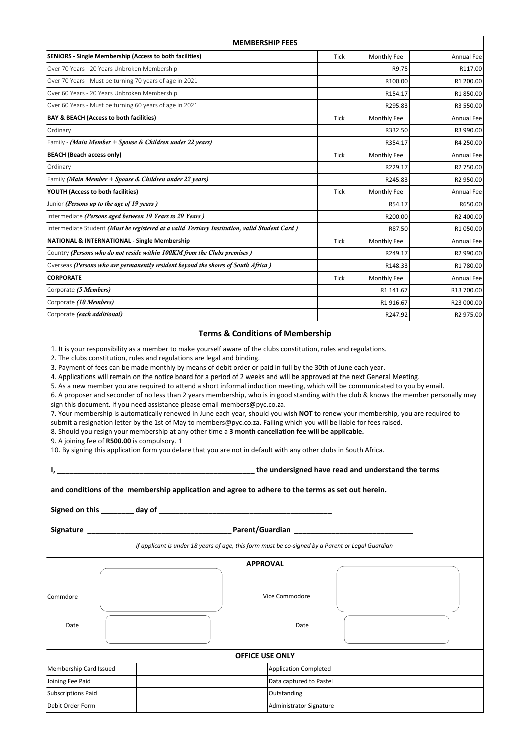| MEMBERSHIP FEES | | | |
|---|---|---|---|
| **SENIORS - Single Membership (Access to both facilities)** | Tick | Monthly Fee | Annual Fee |
| Over 70 Years - 20 Years Unbroken Membership | | R9.75 | R117.00 |
| Over 70 Years - Must be turning 70 years of age in 2021 | | R100.00 | R1 200.00 |
| Over 60 Years - 20 Years Unbroken Membership | | R154.17 | R1 850.00 |
| Over 60 Years - Must be turning 60 years of age in 2021 | | R295.83 | R3 550.00 |
| **BAY & BEACH (Access to both facilities)** | Tick | Monthly Fee | Annual Fee |
| Ordinary | | R332.50 | R3 990.00 |
| Family - ***(Main Member + Spouse & Children under 22 years)*** | | R354.17 | R4 250.00 |
| **BEACH (Beach access only)** | Tick | Monthly Fee | Annual Fee |
| Ordinary | | R229.17 | R2 750.00 |
| Family ***(Main Member + Spouse & Children under 22 years)*** | | R245.83 | R2 950.00 |
| **YOUTH (Access to both facilities)** | Tick | Monthly Fee | Annual Fee |
| Junior ***(Persons up to the age of 19 years )*** | | R54.17 | R650.00 |
| Intermediate ***(Persons aged between 19 Years to 29 Years )*** | | R200.00 | R2 400.00 |
| Intermediate Student ***(Must be registered at a valid Tertiary Institution, valid Student Card )*** | | R87.50 | R1 050.00 |
| **NATIONAL & INTERNATIONAL - Single Membership** | Tick | Monthly Fee | Annual Fee |
| Country ***(Persons who do not reside within 100KM from the Clubs premises )*** | | R249.17 | R2 990.00 |
| Overseas ***(Persons who are permanently resident beyond the shores of South Africa )*** | | R148.33 | R1 780.00 |
| **CORPORATE** | Tick | Monthly Fee | Annual Fee |
| Corporate ***(5 Members)*** | | R1 141.67 | R13 700.00 |
| Corporate ***(10 Members)*** | | R1 916.67 | R23 000.00 |
| Corporate ***(each additional)*** | | R247.92 | R2 975.00 |

## Terms & Conditions of Membership

1. It is your responsibility as a member to make yourself aware of the clubs constitution, rules and regulations.
2. The clubs constitution, rules and regulations are legal and binding.
3. Payment of fees can be made monthly by means of debit order or paid in full by the 30th of June each year.
4. Applications will remain on the notice board for a period of 2 weeks and will be approved at the next General Meeting.
5. As a new member you are required to attend a short informal induction meeting, which will be communicated to you by email.
6. A proposer and seconder of no less than 2 years membership, who is in good standing with the club & knows the member personally may sign this document. If you need assistance please email members@pyc.co.za.
7. Your membership is automatically renewed in June each year, should you wish **NOT** to renew your membership, you are required to submit a resignation letter by the 1st of May to members@pyc.co.za. Failing which you will be liable for fees raised.
8. Should you resign your membership at any other time a **3 month cancellation fee will be applicable.**
9. A joining fee of **R500.00** is compulsory. 1
10. By signing this application form you delare that you are not in default with any other clubs in South Africa.

**I, _________________________________________________ the undersigned have read and understand the terms**

**and conditions of the membership application and agree to adhere to the terms as set out herein.**

**Signed on this ________ day of __________________________________________**

**Signature __________________________________ Parent/Guardian ____________________________**

*If applicant is under 18 years of age, this form must be co-signed by a Parent or Legal Guardian*

**APPROVAL**

| | | | |
|---|---|---|---|
| Commdore | | Vice Commodore | |
| Date | | Date | |

**OFFICE USE ONLY**

| | | | |
|---|---|---|---|
| Membership Card Issued | | Application Completed | |
| Joining Fee Paid | | Data captured to Pastel | |
| Subscriptions Paid | | Outstanding | |
| Debit Order Form | | Administrator Signature | |